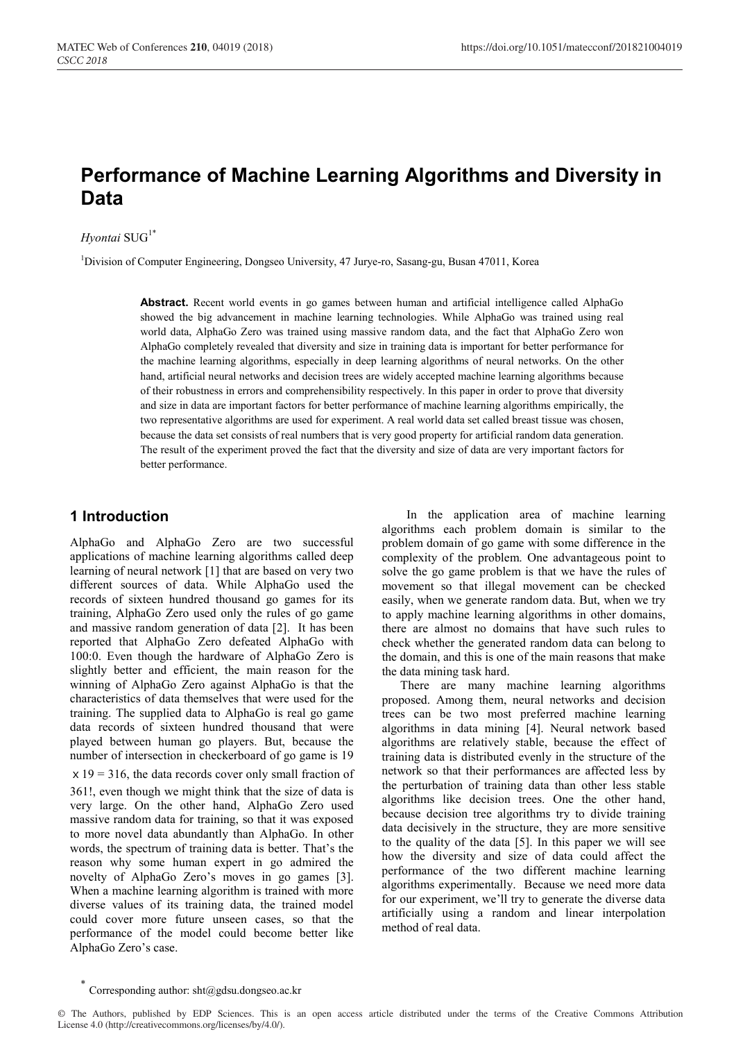# Performance of Machine Learning Algorithms and Diversity in Data

*Hyontai* SUG[1*]

[1]Division of Computer Engineering, Dongseo University, 47 Jurye-ro, Sasang-gu, Busan 47011, Korea

**Abstract.** Recent world events in go games between human and artificial intelligence called AlphaGo showed the big advancement in machine learning technologies. While AlphaGo was trained using real world data, AlphaGo Zero was trained using massive random data, and the fact that AlphaGo Zero won AlphaGo completely revealed that diversity and size in training data is important for better performance for the machine learning algorithms, especially in deep learning algorithms of neural networks. On the other hand, artificial neural networks and decision trees are widely accepted machine learning algorithms because of their robustness in errors and comprehensibility respectively. In this paper in order to prove that diversity and size in data are important factors for better performance of machine learning algorithms empirically, the two representative algorithms are used for experiment. A real world data set called breast tissue was chosen, because the data set consists of real numbers that is very good property for artificial random data generation. The result of the experiment proved the fact that the diversity and size of data are very important factors for better performance.

## 1 Introduction

AlphaGo and AlphaGo Zero are two successful applications of machine learning algorithms called deep learning of neural network [1] that are based on very two different sources of data. While AlphaGo used the records of sixteen hundred thousand go games for its training, AlphaGo Zero used only the rules of go game and massive random generation of data [2]. It has been reported that AlphaGo Zero defeated AlphaGo with 100:0. Even though the hardware of AlphaGo Zero is slightly better and efficient, the main reason for the winning of AlphaGo Zero against AlphaGo is that the characteristics of data themselves that were used for the training. The supplied data to AlphaGo is real go game data records of sixteen hundred thousand that were played between human go players. But, because the number of intersection in checkerboard of go game is $19 \times 19 = 316$, the data records cover only small fraction of 361!, even though we might think that the size of data is very large. On the other hand, AlphaGo Zero used massive random data for training, so that it was exposed to more novel data abundantly than AlphaGo. In other words, the spectrum of training data is better. That's the reason why some human expert in go admired the novelty of AlphaGo Zero's moves in go games [3]. When a machine learning algorithm is trained with more diverse values of its training data, the trained model could cover more future unseen cases, so that the performance of the model could become better like AlphaGo Zero's case.

In the application area of machine learning algorithms each problem domain is similar to the problem domain of go game with some difference in the complexity of the problem. One advantageous point to solve the go game problem is that we have the rules of movement so that illegal movement can be checked easily, when we generate random data. But, when we try to apply machine learning algorithms in other domains, there are almost no domains that have such rules to check whether the generated random data can belong to the domain, and this is one of the main reasons that make the data mining task hard.

There are many machine learning algorithms proposed. Among them, neural networks and decision trees can be two most preferred machine learning algorithms in data mining [4]. Neural network based algorithms are relatively stable, because the effect of training data is distributed evenly in the structure of the network so that their performances are affected less by the perturbation of training data than other less stable algorithms like decision trees. One the other hand, because decision tree algorithms try to divide training data decisively in the structure, they are more sensitive to the quality of the data [5]. In this paper we will see how the diversity and size of data could affect the performance of the two different machine learning algorithms experimentally. Because we need more data for our experiment, we'll try to generate the diverse data artificially using a random and linear interpolation method of real data.

* Corresponding author: sht@gdsu.dongseo.ac.kr

© The Authors, published by EDP Sciences. This is an open access article distributed under the terms of the Creative Commons Attribution License 4.0 (http://creativecommons.org/licenses/by/4.0/).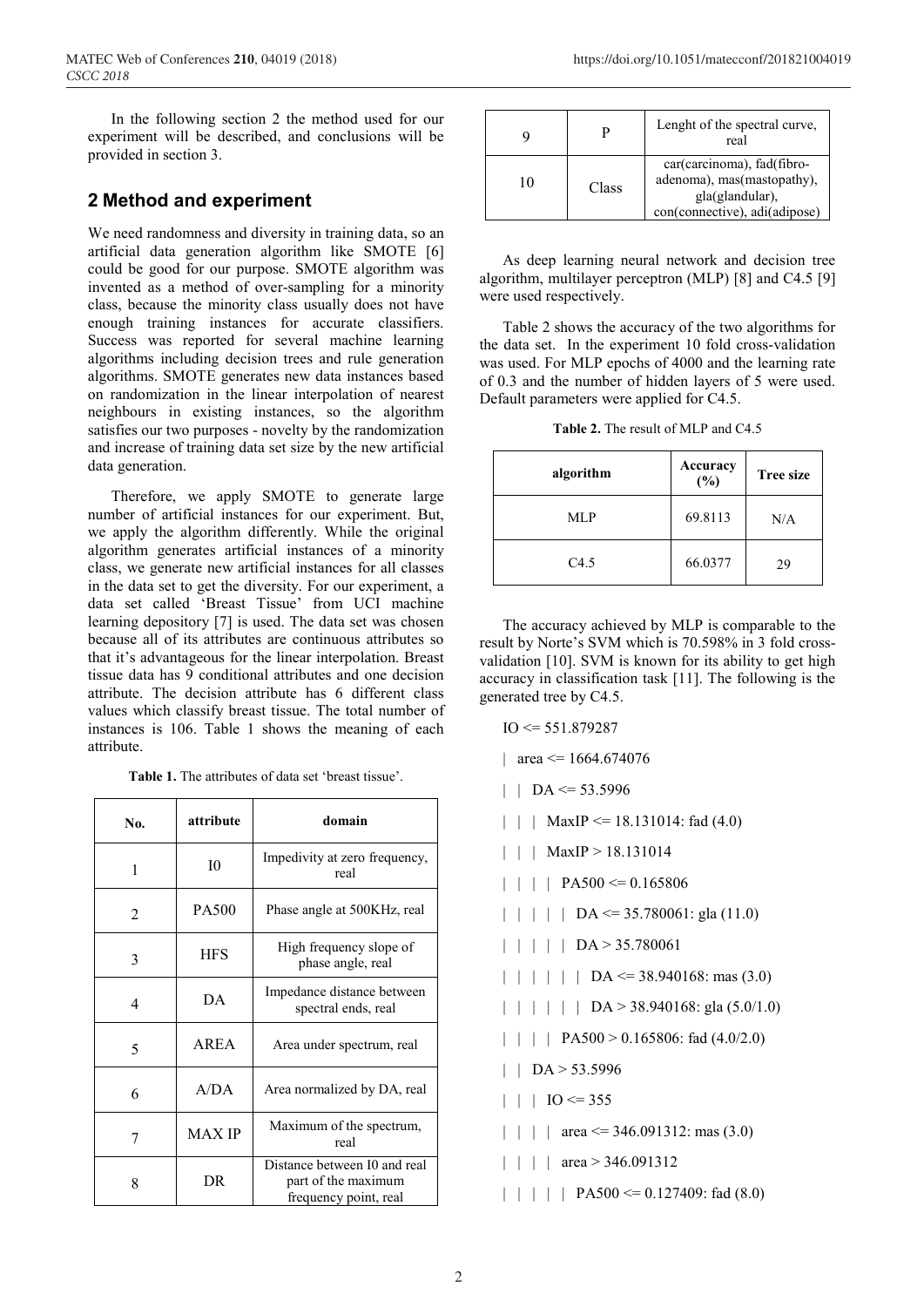In the following section 2 the method used for our experiment will be described, and conclusions will be provided in section 3.

## 2 Method and experiment

We need randomness and diversity in training data, so an artificial data generation algorithm like SMOTE [6] could be good for our purpose. SMOTE algorithm was invented as a method of over-sampling for a minority class, because the minority class usually does not have enough training instances for accurate classifiers. Success was reported for several machine learning algorithms including decision trees and rule generation algorithms. SMOTE generates new data instances based on randomization in the linear interpolation of nearest neighbours in existing instances, so the algorithm satisfies our two purposes - novelty by the randomization and increase of training data set size by the new artificial data generation.

Therefore, we apply SMOTE to generate large number of artificial instances for our experiment. But, we apply the algorithm differently. While the original algorithm generates artificial instances of a minority class, we generate new artificial instances for all classes in the data set to get the diversity. For our experiment, a data set called 'Breast Tissue' from UCI machine learning depository [7] is used. The data set was chosen because all of its attributes are continuous attributes so that it's advantageous for the linear interpolation. Breast tissue data has 9 conditional attributes and one decision attribute. The decision attribute has 6 different class values which classify breast tissue. The total number of instances is 106. Table 1 shows the meaning of each attribute.

**Table 1.** The attributes of data set 'breast tissue'.

| No. | attribute | domain |
|---|---|---|
| 1 | I0 | Impedivity at zero frequency, real |
| 2 | PA500 | Phase angle at 500KHz, real |
| 3 | HFS | High frequency slope of phase angle, real |
| 4 | DA | Impedance distance between spectral ends, real |
| 5 | AREA | Area under spectrum, real |
| 6 | A/DA | Area normalized by DA, real |
| 7 | MAX IP | Maximum of the spectrum, real |
| 8 | DR | Distance between I0 and real part of the maximum frequency point, real |
| 9 | P | Lenght of the spectral curve, real |
| 10 | Class | car(carcinoma), fad(fibro-adenoma), mas(mastopathy), gla(glandular), con(connective), adi(adipose) |

As deep learning neural network and decision tree algorithm, multilayer perceptron (MLP) [8] and C4.5 [9] were used respectively.

Table 2 shows the accuracy of the two algorithms for the data set. In the experiment 10 fold cross-validation was used. For MLP epochs of 4000 and the learning rate of 0.3 and the number of hidden layers of 5 were used. Default parameters were applied for C4.5.

**Table 2.** The result of MLP and C4.5

| algorithm | Accuracy (%) | Tree size |
|---|---|---|
| MLP | 69.8113 | N/A |
| C4.5 | 66.0377 | 29 |

The accuracy achieved by MLP is comparable to the result by Norte's SVM which is 70.598% in 3 fold cross-validation [10]. SVM is known for its ability to get high accuracy in classification task [11]. The following is the generated tree by C4.5.

```
IO <= 551.879287
|  area <= 1664.674076
|  |  DA <= 53.5996
|  |  |  MaxIP <= 18.131014: fad (4.0)
|  |  |  MaxIP > 18.131014
|  |  |  |  PA500 <= 0.165806
|  |  |  |  |  DA <= 35.780061: gla (11.0)
|  |  |  |  |  DA > 35.780061
|  |  |  |  |  |  DA <= 38.940168: mas (3.0)
|  |  |  |  |  |  DA > 38.940168: gla (5.0/1.0)
|  |  |  |  PA500 > 0.165806: fad (4.0/2.0)
|  |  DA > 53.5996
|  |  |  IO <= 355
|  |  |  |  area <= 346.091312: mas (3.0)
|  |  |  |  area > 346.091312
|  |  |  |  |  PA500 <= 0.127409: fad (8.0)
```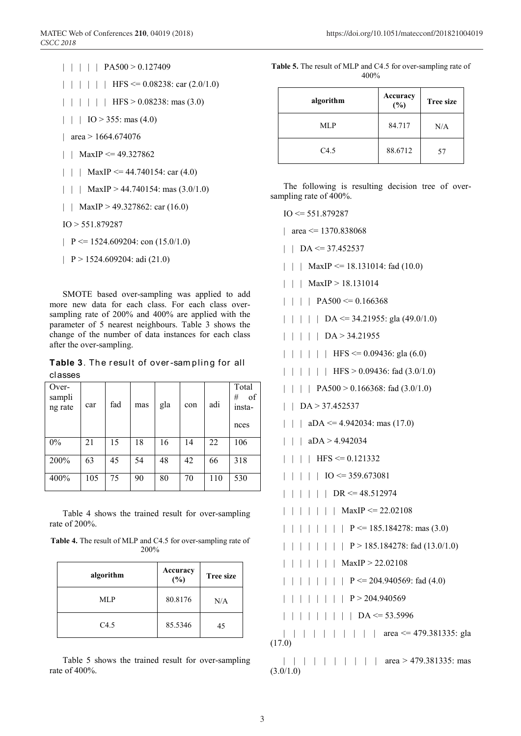```
|   |   |   |   |   PA500 > 0.127409
|   |   |   |   |   |   HFS <= 0.08238: car (2.0/1.0)
|   |   |   |   |   |   HFS > 0.08238: mas (3.0)
|   |   |   IO > 355: mas (4.0)
|   area > 1664.674076
|   |   MaxIP <= 49.327862
|   |   |   MaxIP <= 44.740154: car (4.0)
|   |   |   MaxIP > 44.740154: mas (3.0/1.0)
|   |   MaxIP > 49.327862: car (16.0)
IO > 551.879287
|   P <= 1524.609204: con (15.0/1.0)
|   P > 1524.609204: adi (21.0)
```

SMOTE based over-sampling was applied to add more new data for each class. For each class over-sampling rate of 200% and 400% are applied with the parameter of 5 nearest neighbours. Table 3 shows the change of the number of data instances for each class after the over-sampling.

**Table 3**. The result of over-sampling for all classes

| Over-sampling rate | car | fad | mas | gla | con | adi | Total # of instances |
|---|---|---|---|---|---|---|---|
| 0% | 21 | 15 | 18 | 16 | 14 | 22 | 106 |
| 200% | 63 | 45 | 54 | 48 | 42 | 66 | 318 |
| 400% | 105 | 75 | 90 | 80 | 70 | 110 | 530 |

Table 4 shows the trained result for over-sampling rate of 200%.

**Table 4.** The result of MLP and C4.5 for over-sampling rate of 200%

| algorithm | Accuracy (%) | Tree size |
|---|---|---|
| MLP | 80.8176 | N/A |
| C4.5 | 85.5346 | 45 |

Table 5 shows the trained result for over-sampling rate of 400%.

**Table 5.** The result of MLP and C4.5 for over-sampling rate of 400%

| algorithm | Accuracy (%) | Tree size |
|---|---|---|
| MLP | 84.717 | N/A |
| C4.5 | 88.6712 | 57 |

The following is resulting decision tree of over-sampling rate of 400%.

```
IO <= 551.879287
|   area <= 1370.838068
|   |   DA <= 37.452537
|   |   |   MaxIP <= 18.131014: fad (10.0)
|   |   |   MaxIP > 18.131014
|   |   |   |   PA500 <= 0.166368
|   |   |   |   |   DA <= 34.21955: gla (49.0/1.0)
|   |   |   |   |   DA > 34.21955
|   |   |   |   |   |   HFS <= 0.09436: gla (6.0)
|   |   |   |   |   |   HFS > 0.09436: fad (3.0/1.0)
|   |   |   |   PA500 > 0.166368: fad (3.0/1.0)
|   |   DA > 37.452537
|   |   |   aDA <= 4.942034: mas (17.0)
|   |   |   aDA > 4.942034
|   |   |   |   HFS <= 0.121332
|   |   |   |   |   IO <= 359.673081
|   |   |   |   |   |   DR <= 48.512974
|   |   |   |   |   |   |   MaxIP <= 22.02108
|   |   |   |   |   |   |   |   P <= 185.184278: mas (3.0)
|   |   |   |   |   |   |   |   P > 185.184278: fad (13.0/1.0)
|   |   |   |   |   |   |   MaxIP > 22.02108
|   |   |   |   |   |   |   |   P <= 204.940569: fad (4.0)
|   |   |   |   |   |   |   |   P > 204.940569
|   |   |   |   |   |   |   |   |   DA <= 53.5996
|   |   |   |   |   |   |   |   |   |   area <= 479.381335: gla (17.0)
|   |   |   |   |   |   |   |   |   |   area > 479.381335: mas (3.0/1.0)
```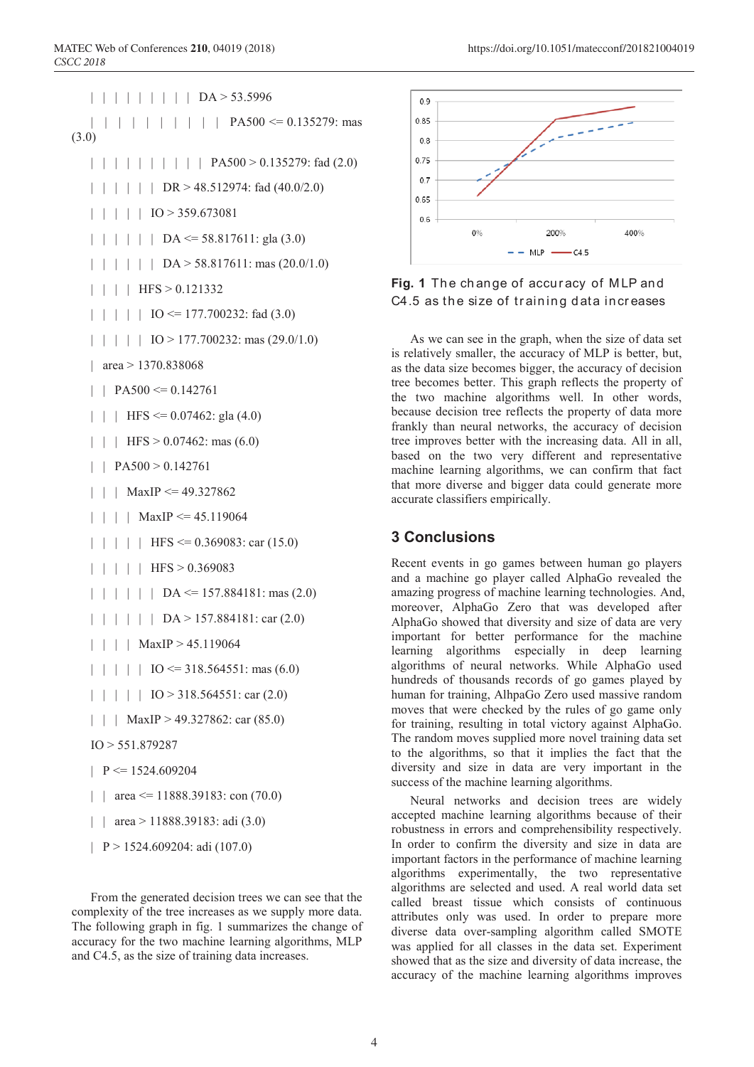```
|   |   |   |   |   |   |   |   |   DA > 53.5996
|   |   |   |   |   |   |   |   |   |   PA500 <= 0.135279: mas (3.0)
|   |   |   |   |   |   |   |   |   |   PA500 > 0.135279: fad (2.0)
|   |   |   |   |   |   DR > 48.512974: fad (40.0/2.0)
|   |   |   |   |   IO > 359.673081
|   |   |   |   |   |   DA <= 58.817611: gla (3.0)
|   |   |   |   |   |   DA > 58.817611: mas (20.0/1.0)
|   |   |   |   HFS > 0.121332
|   |   |   |   |   IO <= 177.700232: fad (3.0)
|   |   |   |   |   IO > 177.700232: mas (29.0/1.0)
|   area > 1370.838068
|   |   PA500 <= 0.142761
|   |   |   HFS <= 0.07462: gla (4.0)
|   |   |   HFS > 0.07462: mas (6.0)
|   |   PA500 > 0.142761
|   |   |   MaxIP <= 49.327862
|   |   |   |   MaxIP <= 45.119064
|   |   |   |   |   HFS <= 0.369083: car (15.0)
|   |   |   |   |   HFS > 0.369083
|   |   |   |   |   |   DA <= 157.884181: mas (2.0)
|   |   |   |   |   |   DA > 157.884181: car (2.0)
|   |   |   |   MaxIP > 45.119064
|   |   |   |   |   IO <= 318.564551: mas (6.0)
|   |   |   |   |   IO > 318.564551: car (2.0)
|   |   |   MaxIP > 49.327862: car (85.0)
IO > 551.879287
|   P <= 1524.609204
|   |   area <= 11888.39183: con (70.0)
|   |   area > 11888.39183: adi (3.0)
|   P > 1524.609204: adi (107.0)
```

From the generated decision trees we can see that the complexity of the tree increases as we supply more data. The following graph in fig. 1 summarizes the change of accuracy for the two machine learning algorithms, MLP and C4.5, as the size of training data increases.

**Fig. 1** The change of accuracy of MLP and C4.5 as the size of training data increases

As we can see in the graph, when the size of data set is relatively smaller, the accuracy of MLP is better, but, as the data size becomes bigger, the accuracy of decision tree becomes better. This graph reflects the property of the two machine algorithms well. In other words, because decision tree reflects the property of data more frankly than neural networks, the accuracy of decision tree improves better with the increasing data. All in all, based on the two very different and representative machine learning algorithms, we can confirm that fact that more diverse and bigger data could generate more accurate classifiers empirically.

## 3 Conclusions

Recent events in go games between human go players and a machine go player called AlphaGo revealed the amazing progress of machine learning technologies. And, moreover, AlphaGo Zero that was developed after AlphaGo showed that diversity and size of data are very important for better performance for the machine learning algorithms especially in deep learning algorithms of neural networks. While AlphaGo used hundreds of thousands records of go games played by human for training, AlhpaGo Zero used massive random moves that were checked by the rules of go game only for training, resulting in total victory against AlphaGo. The random moves supplied more novel training data set to the algorithms, so that it implies the fact that the diversity and size in data are very important in the success of the machine learning algorithms.

Neural networks and decision trees are widely accepted machine learning algorithms because of their robustness in errors and comprehensibility respectively. In order to confirm the diversity and size in data are important factors in the performance of machine learning algorithms experimentally, the two representative algorithms are selected and used. A real world data set called breast tissue which consists of continuous attributes only was used. In order to prepare more diverse data over-sampling algorithm called SMOTE was applied for all classes in the data set. Experiment showed that as the size and diversity of data increase, the accuracy of the machine learning algorithms improves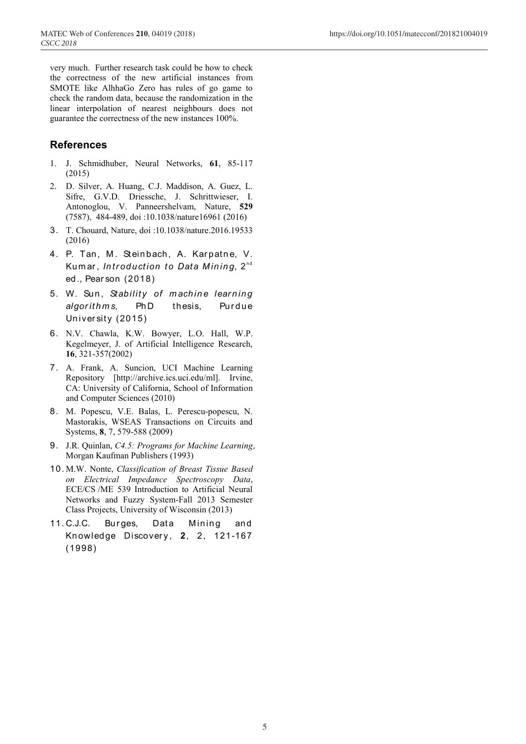very much. Further research task could be how to check the correctness of the new artificial instances from SMOTE like AlhhaGo Zero has rules of go game to check the random data, because the randomization in the linear interpolation of nearest neighbours does not guarantee the correctness of the new instances 100%.

## References

1. J. Schmidhuber, Neural Networks, **61**, 85-117 (2015)
2. D. Silver, A. Huang, C.J. Maddison, A. Guez, L. Sifre, G.V.D. Driessche, J. Schrittwieser, I. Antonoglou, V. Panneershelvam, Nature, **529** (7587), 484-489, doi :10.1038/nature16961 (2016)
3. T. Chouard, Nature, doi :10.1038/nature.2016.19533 (2016)
4. P. Tan, M. Steinbach, A. Karpatne, V. Kumar, *Introduction to Data Mining*, 2nd ed., Pearson (2018)
5. W. Sun, *Stability of machine learning algorithms*, PhD thesis, Purdue University (2015)
6. N.V. Chawla, K.W. Bowyer, L.O. Hall, W.P. Kegelmeyer, J. of Artificial Intelligence Research, **16**, 321-357(2002)
7. A. Frank, A. Suncion, UCI Machine Learning Repository [http://archive.ics.uci.edu/ml]. Irvine, CA: University of California, School of Information and Computer Sciences (2010)
8. M. Popescu, V.E. Balas, L. Perescu-popescu, N. Mastorakis, WSEAS Transactions on Circuits and Systems, **8**, 7, 579-588 (2009)
9. J.R. Quinlan, *C4.5: Programs for Machine Learning*, Morgan Kaufman Publishers (1993)
10. M.W. Nonte, *Classification of Breast Tissue Based on Electrical Impedance Spectroscopy Data*, ECE/CS /ME 539 Introduction to Artificial Neural Networks and Fuzzy System-Fall 2013 Semester Class Projects, University of Wisconsin (2013)
11. C.J.C. Burges, Data Mining and Knowledge Discovery, **2**, 2, 121-167 (1998)